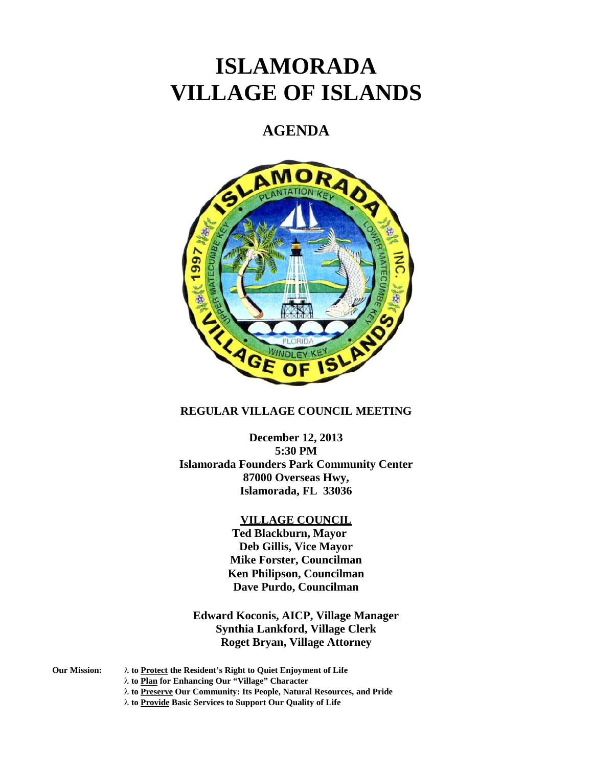# ISLAMORADA VILLAGE OF ISLANDS

## AGENDA

**REGULAR VILLAGE COUNCIL MEETING**

**December 12, 2013**
**5:30 PM**
**Islamorada Founders Park Community Center**
**87000 Overseas Hwy,**
**Islamorada, FL 33036**

**VILLAGE COUNCIL**

**Ted Blackburn, Mayor**
**Deb Gillis, Vice Mayor**
**Mike Forster, Councilman**
**Ken Philipson, Councilman**
**Dave Purdo, Councilman**

**Edward Koconis, AICP, Village Manager**
**Synthia Lankford, Village Clerk**
**Roget Bryan, Village Attorney**

**Our Mission:**

- **to Protect the Resident's Right to Quiet Enjoyment of Life**
- **to Plan for Enhancing Our "Village" Character**
- **to Preserve Our Community: Its People, Natural Resources, and Pride**
- **to Provide Basic Services to Support Our Quality of Life**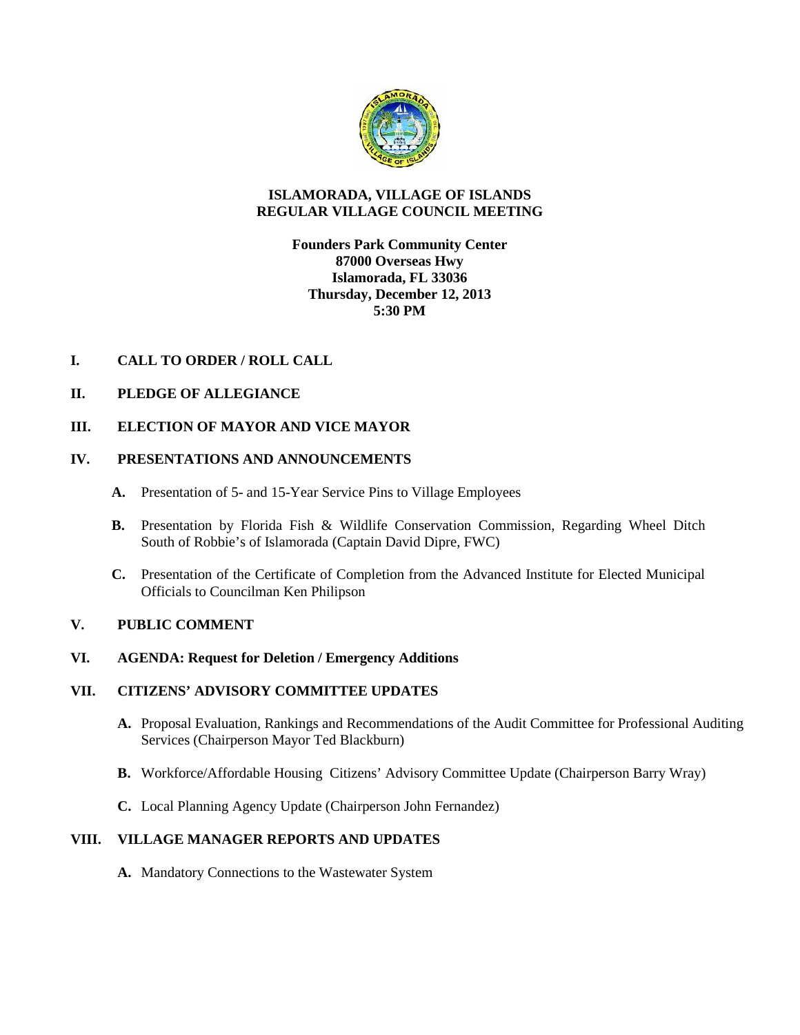# ISLAMORADA, VILLAGE OF ISLANDS
# REGULAR VILLAGE COUNCIL MEETING

**Founders Park Community Center**
**87000 Overseas Hwy**
**Islamorada, FL 33036**
**Thursday, December 12, 2013**
**5:30 PM**

## I. CALL TO ORDER / ROLL CALL

## II. PLEDGE OF ALLEGIANCE

## III. ELECTION OF MAYOR AND VICE MAYOR

## IV. PRESENTATIONS AND ANNOUNCEMENTS

**A.** Presentation of 5- and 15-Year Service Pins to Village Employees

**B.** Presentation by Florida Fish & Wildlife Conservation Commission, Regarding Wheel Ditch South of Robbie's of Islamorada (Captain David Dipre, FWC)

**C.** Presentation of the Certificate of Completion from the Advanced Institute for Elected Municipal Officials to Councilman Ken Philipson

## V. PUBLIC COMMENT

## VI. AGENDA: Request for Deletion / Emergency Additions

## VII. CITIZENS' ADVISORY COMMITTEE UPDATES

**A.** Proposal Evaluation, Rankings and Recommendations of the Audit Committee for Professional Auditing Services (Chairperson Mayor Ted Blackburn)

**B.** Workforce/Affordable Housing Citizens' Advisory Committee Update (Chairperson Barry Wray)

**C.** Local Planning Agency Update (Chairperson John Fernandez)

## VIII. VILLAGE MANAGER REPORTS AND UPDATES

**A.** Mandatory Connections to the Wastewater System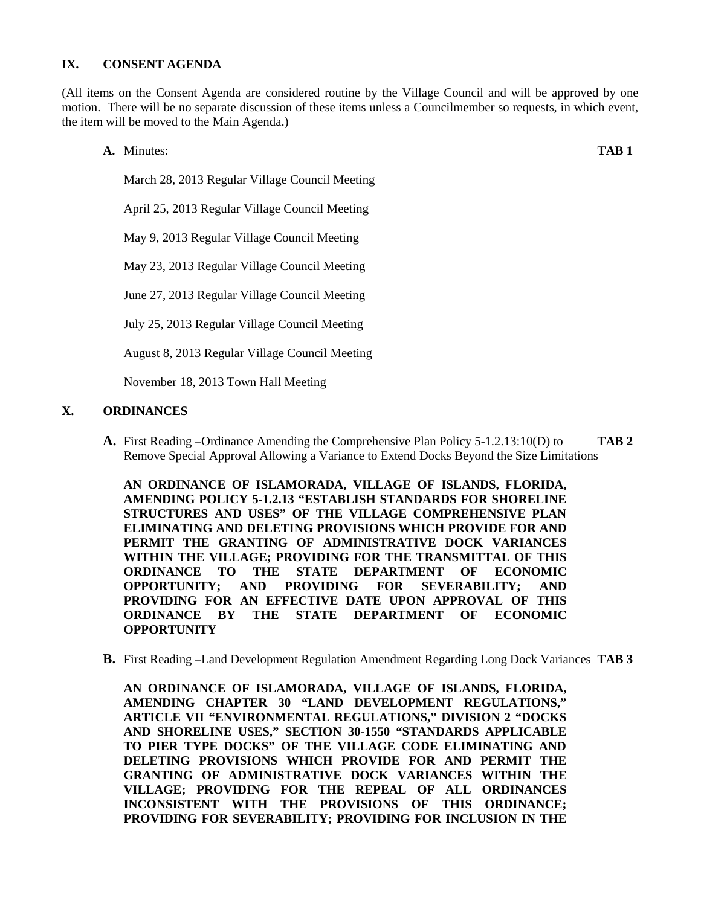## IX. CONSENT AGENDA

(All items on the Consent Agenda are considered routine by the Village Council and will be approved by one motion. There will be no separate discussion of these items unless a Councilmember so requests, in which event, the item will be moved to the Main Agenda.)

**A.** Minutes: **TAB 1**

March 28, 2013 Regular Village Council Meeting

April 25, 2013 Regular Village Council Meeting

May 9, 2013 Regular Village Council Meeting

May 23, 2013 Regular Village Council Meeting

June 27, 2013 Regular Village Council Meeting

July 25, 2013 Regular Village Council Meeting

August 8, 2013 Regular Village Council Meeting

November 18, 2013 Town Hall Meeting

## X. ORDINANCES

**A.** First Reading –Ordinance Amending the Comprehensive Plan Policy 5-1.2.13:10(D) to Remove Special Approval Allowing a Variance to Extend Docks Beyond the Size Limitations **TAB 2**

**AN ORDINANCE OF ISLAMORADA, VILLAGE OF ISLANDS, FLORIDA, AMENDING POLICY 5-1.2.13 "ESTABLISH STANDARDS FOR SHORELINE STRUCTURES AND USES" OF THE VILLAGE COMPREHENSIVE PLAN ELIMINATING AND DELETING PROVISIONS WHICH PROVIDE FOR AND PERMIT THE GRANTING OF ADMINISTRATIVE DOCK VARIANCES WITHIN THE VILLAGE; PROVIDING FOR THE TRANSMITTAL OF THIS ORDINANCE TO THE STATE DEPARTMENT OF ECONOMIC OPPORTUNITY; AND PROVIDING FOR SEVERABILITY; AND PROVIDING FOR AN EFFECTIVE DATE UPON APPROVAL OF THIS ORDINANCE BY THE STATE DEPARTMENT OF ECONOMIC OPPORTUNITY**

**B.** First Reading –Land Development Regulation Amendment Regarding Long Dock Variances **TAB 3**

**AN ORDINANCE OF ISLAMORADA, VILLAGE OF ISLANDS, FLORIDA, AMENDING CHAPTER 30 "LAND DEVELOPMENT REGULATIONS," ARTICLE VII "ENVIRONMENTAL REGULATIONS," DIVISION 2 "DOCKS AND SHORELINE USES," SECTION 30-1550 "STANDARDS APPLICABLE TO PIER TYPE DOCKS" OF THE VILLAGE CODE ELIMINATING AND DELETING PROVISIONS WHICH PROVIDE FOR AND PERMIT THE GRANTING OF ADMINISTRATIVE DOCK VARIANCES WITHIN THE VILLAGE; PROVIDING FOR THE REPEAL OF ALL ORDINANCES INCONSISTENT WITH THE PROVISIONS OF THIS ORDINANCE; PROVIDING FOR SEVERABILITY; PROVIDING FOR INCLUSION IN THE**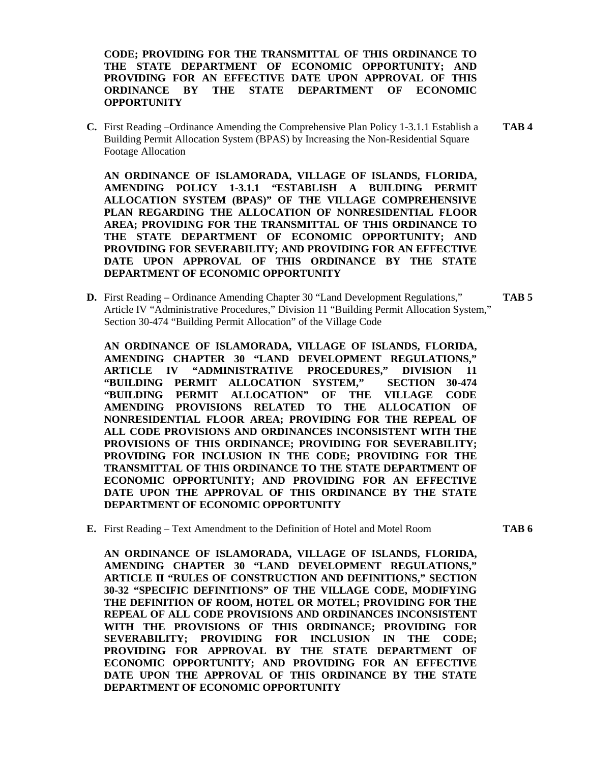**CODE; PROVIDING FOR THE TRANSMITTAL OF THIS ORDINANCE TO THE STATE DEPARTMENT OF ECONOMIC OPPORTUNITY; AND PROVIDING FOR AN EFFECTIVE DATE UPON APPROVAL OF THIS ORDINANCE BY THE STATE DEPARTMENT OF ECONOMIC OPPORTUNITY**

**C.** First Reading –Ordinance Amending the Comprehensive Plan Policy 1-3.1.1 Establish a Building Permit Allocation System (BPAS) by Increasing the Non-Residential Square Footage Allocation **TAB 4**

**AN ORDINANCE OF ISLAMORADA, VILLAGE OF ISLANDS, FLORIDA, AMENDING POLICY 1-3.1.1 "ESTABLISH A BUILDING PERMIT ALLOCATION SYSTEM (BPAS)" OF THE VILLAGE COMPREHENSIVE PLAN REGARDING THE ALLOCATION OF NONRESIDENTIAL FLOOR AREA; PROVIDING FOR THE TRANSMITTAL OF THIS ORDINANCE TO THE STATE DEPARTMENT OF ECONOMIC OPPORTUNITY; AND PROVIDING FOR SEVERABILITY; AND PROVIDING FOR AN EFFECTIVE DATE UPON APPROVAL OF THIS ORDINANCE BY THE STATE DEPARTMENT OF ECONOMIC OPPORTUNITY**

**D.** First Reading – Ordinance Amending Chapter 30 "Land Development Regulations," Article IV "Administrative Procedures," Division 11 "Building Permit Allocation System," Section 30-474 "Building Permit Allocation" of the Village Code **TAB 5**

**AN ORDINANCE OF ISLAMORADA, VILLAGE OF ISLANDS, FLORIDA, AMENDING CHAPTER 30 "LAND DEVELOPMENT REGULATIONS," ARTICLE IV "ADMINISTRATIVE PROCEDURES," DIVISION 11 "BUILDING PERMIT ALLOCATION SYSTEM," SECTION 30-474 "BUILDING PERMIT ALLOCATION" OF THE VILLAGE CODE AMENDING PROVISIONS RELATED TO THE ALLOCATION OF NONRESIDENTIAL FLOOR AREA; PROVIDING FOR THE REPEAL OF ALL CODE PROVISIONS AND ORDINANCES INCONSISTENT WITH THE PROVISIONS OF THIS ORDINANCE; PROVIDING FOR SEVERABILITY; PROVIDING FOR INCLUSION IN THE CODE; PROVIDING FOR THE TRANSMITTAL OF THIS ORDINANCE TO THE STATE DEPARTMENT OF ECONOMIC OPPORTUNITY; AND PROVIDING FOR AN EFFECTIVE DATE UPON THE APPROVAL OF THIS ORDINANCE BY THE STATE DEPARTMENT OF ECONOMIC OPPORTUNITY**

**E.** First Reading – Text Amendment to the Definition of Hotel and Motel Room **TAB 6**

**AN ORDINANCE OF ISLAMORADA, VILLAGE OF ISLANDS, FLORIDA, AMENDING CHAPTER 30 "LAND DEVELOPMENT REGULATIONS," ARTICLE II "RULES OF CONSTRUCTION AND DEFINITIONS," SECTION 30-32 "SPECIFIC DEFINITIONS" OF THE VILLAGE CODE, MODIFYING THE DEFINITION OF ROOM, HOTEL OR MOTEL; PROVIDING FOR THE REPEAL OF ALL CODE PROVISIONS AND ORDINANCES INCONSISTENT WITH THE PROVISIONS OF THIS ORDINANCE; PROVIDING FOR SEVERABILITY; PROVIDING FOR INCLUSION IN THE CODE; PROVIDING FOR APPROVAL BY THE STATE DEPARTMENT OF ECONOMIC OPPORTUNITY; AND PROVIDING FOR AN EFFECTIVE DATE UPON THE APPROVAL OF THIS ORDINANCE BY THE STATE DEPARTMENT OF ECONOMIC OPPORTUNITY**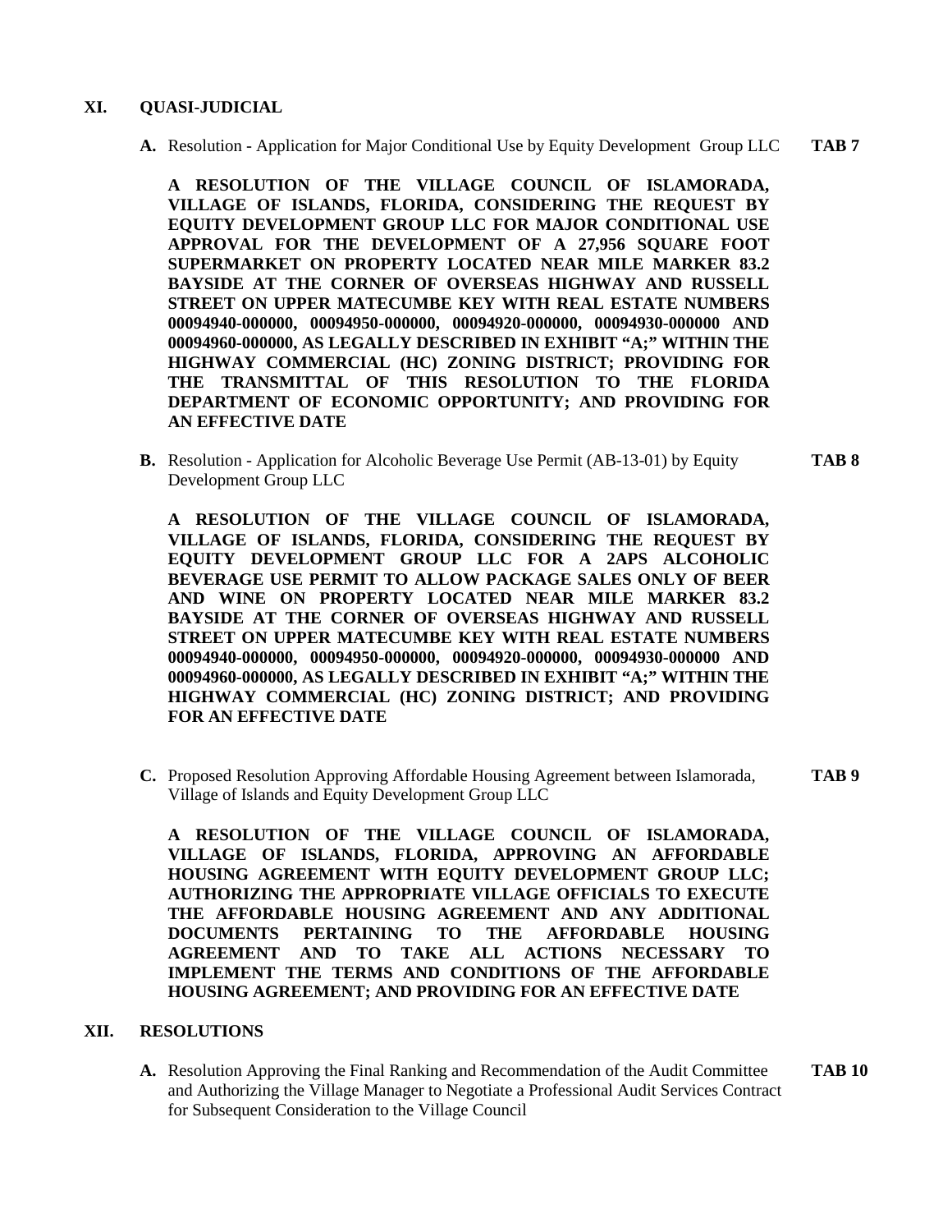## XI. QUASI-JUDICIAL

**A.** Resolution - Application for Major Conditional Use by Equity Development Group LLC **TAB 7**

**A RESOLUTION OF THE VILLAGE COUNCIL OF ISLAMORADA, VILLAGE OF ISLANDS, FLORIDA, CONSIDERING THE REQUEST BY EQUITY DEVELOPMENT GROUP LLC FOR MAJOR CONDITIONAL USE APPROVAL FOR THE DEVELOPMENT OF A 27,956 SQUARE FOOT SUPERMARKET ON PROPERTY LOCATED NEAR MILE MARKER 83.2 BAYSIDE AT THE CORNER OF OVERSEAS HIGHWAY AND RUSSELL STREET ON UPPER MATECUMBE KEY WITH REAL ESTATE NUMBERS 00094940-000000, 00094950-000000, 00094920-000000, 00094930-000000 AND 00094960-000000, AS LEGALLY DESCRIBED IN EXHIBIT "A;" WITHIN THE HIGHWAY COMMERCIAL (HC) ZONING DISTRICT; PROVIDING FOR THE TRANSMITTAL OF THIS RESOLUTION TO THE FLORIDA DEPARTMENT OF ECONOMIC OPPORTUNITY; AND PROVIDING FOR AN EFFECTIVE DATE**

**B.** Resolution - Application for Alcoholic Beverage Use Permit (AB-13-01) by Equity Development Group LLC **TAB 8**

**A RESOLUTION OF THE VILLAGE COUNCIL OF ISLAMORADA, VILLAGE OF ISLANDS, FLORIDA, CONSIDERING THE REQUEST BY EQUITY DEVELOPMENT GROUP LLC FOR A 2APS ALCOHOLIC BEVERAGE USE PERMIT TO ALLOW PACKAGE SALES ONLY OF BEER AND WINE ON PROPERTY LOCATED NEAR MILE MARKER 83.2 BAYSIDE AT THE CORNER OF OVERSEAS HIGHWAY AND RUSSELL STREET ON UPPER MATECUMBE KEY WITH REAL ESTATE NUMBERS 00094940-000000, 00094950-000000, 00094920-000000, 00094930-000000 AND 00094960-000000, AS LEGALLY DESCRIBED IN EXHIBIT "A;" WITHIN THE HIGHWAY COMMERCIAL (HC) ZONING DISTRICT; AND PROVIDING FOR AN EFFECTIVE DATE**

**C.** Proposed Resolution Approving Affordable Housing Agreement between Islamorada, Village of Islands and Equity Development Group LLC **TAB 9**

**A RESOLUTION OF THE VILLAGE COUNCIL OF ISLAMORADA, VILLAGE OF ISLANDS, FLORIDA, APPROVING AN AFFORDABLE HOUSING AGREEMENT WITH EQUITY DEVELOPMENT GROUP LLC; AUTHORIZING THE APPROPRIATE VILLAGE OFFICIALS TO EXECUTE THE AFFORDABLE HOUSING AGREEMENT AND ANY ADDITIONAL DOCUMENTS PERTAINING TO THE AFFORDABLE HOUSING AGREEMENT AND TO TAKE ALL ACTIONS NECESSARY TO IMPLEMENT THE TERMS AND CONDITIONS OF THE AFFORDABLE HOUSING AGREEMENT; AND PROVIDING FOR AN EFFECTIVE DATE**

## XII. RESOLUTIONS

**A.** Resolution Approving the Final Ranking and Recommendation of the Audit Committee and Authorizing the Village Manager to Negotiate a Professional Audit Services Contract for Subsequent Consideration to the Village Council **TAB 10**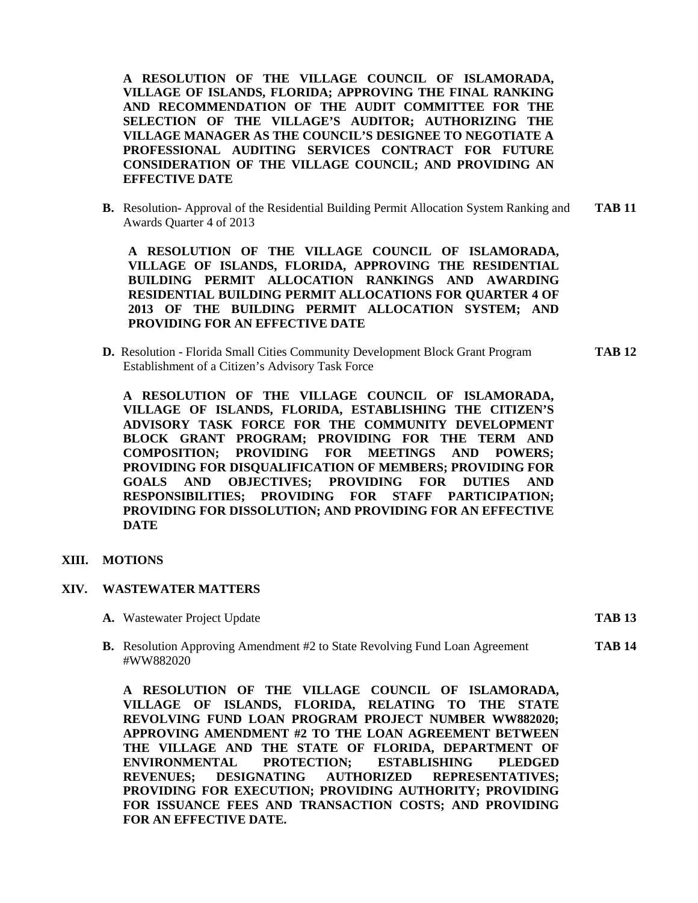**A RESOLUTION OF THE VILLAGE COUNCIL OF ISLAMORADA, VILLAGE OF ISLANDS, FLORIDA; APPROVING THE FINAL RANKING AND RECOMMENDATION OF THE AUDIT COMMITTEE FOR THE SELECTION OF THE VILLAGE'S AUDITOR; AUTHORIZING THE VILLAGE MANAGER AS THE COUNCIL'S DESIGNEE TO NEGOTIATE A PROFESSIONAL AUDITING SERVICES CONTRACT FOR FUTURE CONSIDERATION OF THE VILLAGE COUNCIL; AND PROVIDING AN EFFECTIVE DATE**

**B.** Resolution- Approval of the Residential Building Permit Allocation System Ranking and Awards Quarter 4 of 2013 **TAB 11**

**A RESOLUTION OF THE VILLAGE COUNCIL OF ISLAMORADA, VILLAGE OF ISLANDS, FLORIDA, APPROVING THE RESIDENTIAL BUILDING PERMIT ALLOCATION RANKINGS AND AWARDING RESIDENTIAL BUILDING PERMIT ALLOCATIONS FOR QUARTER 4 OF 2013 OF THE BUILDING PERMIT ALLOCATION SYSTEM; AND PROVIDING FOR AN EFFECTIVE DATE**

**D.** Resolution - Florida Small Cities Community Development Block Grant Program Establishment of a Citizen's Advisory Task Force **TAB 12**

**A RESOLUTION OF THE VILLAGE COUNCIL OF ISLAMORADA, VILLAGE OF ISLANDS, FLORIDA, ESTABLISHING THE CITIZEN'S ADVISORY TASK FORCE FOR THE COMMUNITY DEVELOPMENT BLOCK GRANT PROGRAM; PROVIDING FOR THE TERM AND COMPOSITION; PROVIDING FOR MEETINGS AND POWERS; PROVIDING FOR DISQUALIFICATION OF MEMBERS; PROVIDING FOR GOALS AND OBJECTIVES; PROVIDING FOR DUTIES AND RESPONSIBILITIES; PROVIDING FOR STAFF PARTICIPATION; PROVIDING FOR DISSOLUTION; AND PROVIDING FOR AN EFFECTIVE DATE**

## XIII. MOTIONS

## XIV. WASTEWATER MATTERS

**A.** Wastewater Project Update **TAB 13**

**B.** Resolution Approving Amendment #2 to State Revolving Fund Loan Agreement #WW882020 **TAB 14**

**A RESOLUTION OF THE VILLAGE COUNCIL OF ISLAMORADA, VILLAGE OF ISLANDS, FLORIDA, RELATING TO THE STATE REVOLVING FUND LOAN PROGRAM PROJECT NUMBER WW882020; APPROVING AMENDMENT #2 TO THE LOAN AGREEMENT BETWEEN THE VILLAGE AND THE STATE OF FLORIDA, DEPARTMENT OF ENVIRONMENTAL PROTECTION; ESTABLISHING PLEDGED REVENUES; DESIGNATING AUTHORIZED REPRESENTATIVES; PROVIDING FOR EXECUTION; PROVIDING AUTHORITY; PROVIDING FOR ISSUANCE FEES AND TRANSACTION COSTS; AND PROVIDING FOR AN EFFECTIVE DATE.**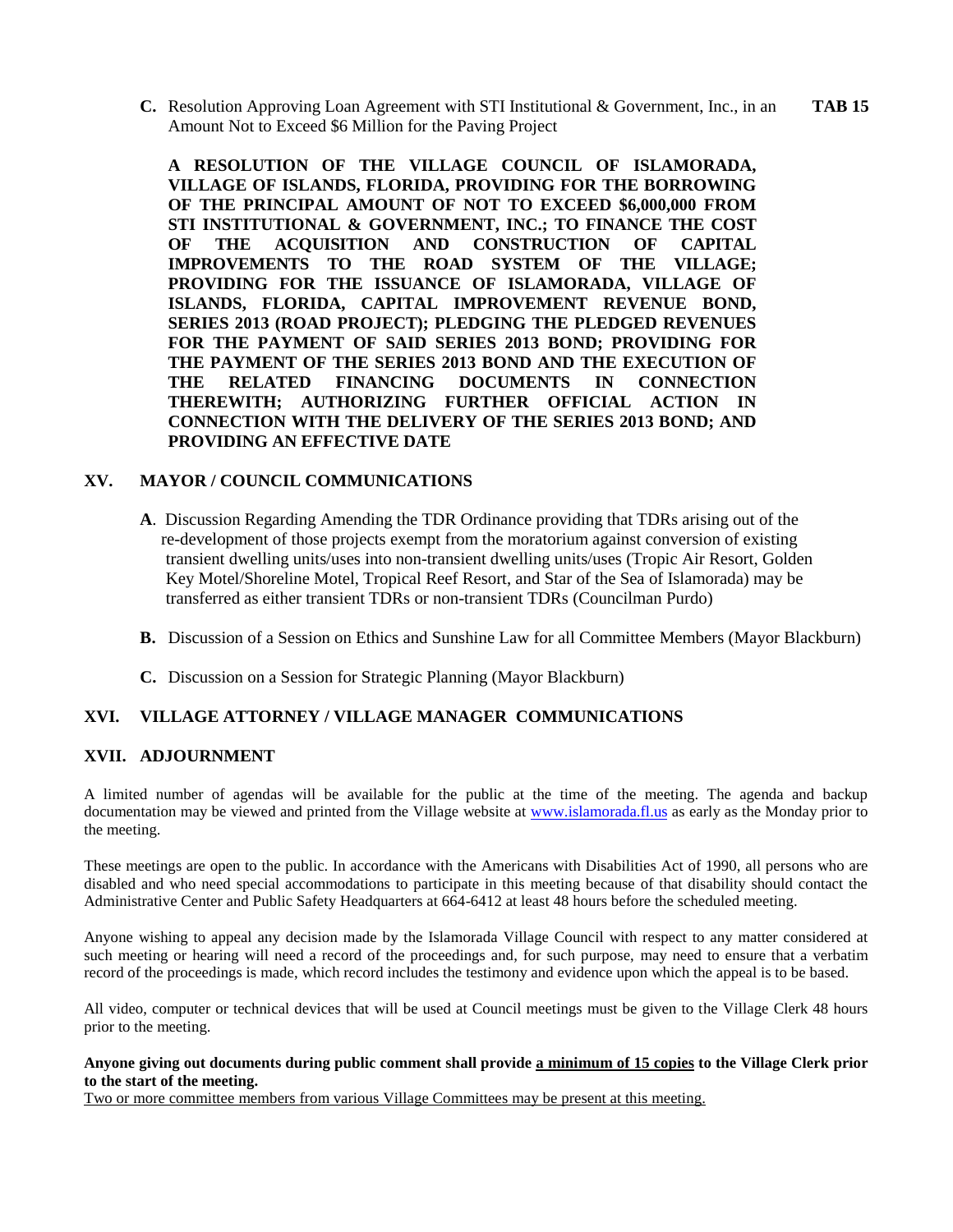**C.** Resolution Approving Loan Agreement with STI Institutional & Government, Inc., in an Amount Not to Exceed $6 Million for the Paving Project **TAB 15**

**A RESOLUTION OF THE VILLAGE COUNCIL OF ISLAMORADA, VILLAGE OF ISLANDS, FLORIDA, PROVIDING FOR THE BORROWING OF THE PRINCIPAL AMOUNT OF NOT TO EXCEED $6,000,000 FROM STI INSTITUTIONAL & GOVERNMENT, INC.; TO FINANCE THE COST OF THE ACQUISITION AND CONSTRUCTION OF CAPITAL IMPROVEMENTS TO THE ROAD SYSTEM OF THE VILLAGE; PROVIDING FOR THE ISSUANCE OF ISLAMORADA, VILLAGE OF ISLANDS, FLORIDA, CAPITAL IMPROVEMENT REVENUE BOND, SERIES 2013 (ROAD PROJECT); PLEDGING THE PLEDGED REVENUES FOR THE PAYMENT OF SAID SERIES 2013 BOND; PROVIDING FOR THE PAYMENT OF THE SERIES 2013 BOND AND THE EXECUTION OF THE RELATED FINANCING DOCUMENTS IN CONNECTION THEREWITH; AUTHORIZING FURTHER OFFICIAL ACTION IN CONNECTION WITH THE DELIVERY OF THE SERIES 2013 BOND; AND PROVIDING AN EFFECTIVE DATE**

## XV. MAYOR / COUNCIL COMMUNICATIONS

**A**. Discussion Regarding Amending the TDR Ordinance providing that TDRs arising out of the re-development of those projects exempt from the moratorium against conversion of existing transient dwelling units/uses into non-transient dwelling units/uses (Tropic Air Resort, Golden Key Motel/Shoreline Motel, Tropical Reef Resort, and Star of the Sea of Islamorada) may be transferred as either transient TDRs or non-transient TDRs (Councilman Purdo)

**B.** Discussion of a Session on Ethics and Sunshine Law for all Committee Members (Mayor Blackburn)

**C.** Discussion on a Session for Strategic Planning (Mayor Blackburn)

## XVI. VILLAGE ATTORNEY / VILLAGE MANAGER COMMUNICATIONS

## XVII. ADJOURNMENT

A limited number of agendas will be available for the public at the time of the meeting. The agenda and backup documentation may be viewed and printed from the Village website at www.islamorada.fl.us as early as the Monday prior to the meeting.

These meetings are open to the public. In accordance with the Americans with Disabilities Act of 1990, all persons who are disabled and who need special accommodations to participate in this meeting because of that disability should contact the Administrative Center and Public Safety Headquarters at 664-6412 at least 48 hours before the scheduled meeting.

Anyone wishing to appeal any decision made by the Islamorada Village Council with respect to any matter considered at such meeting or hearing will need a record of the proceedings and, for such purpose, may need to ensure that a verbatim record of the proceedings is made, which record includes the testimony and evidence upon which the appeal is to be based.

All video, computer or technical devices that will be used at Council meetings must be given to the Village Clerk 48 hours prior to the meeting.

**Anyone giving out documents during public comment shall provide a minimum of 15 copies to the Village Clerk prior to the start of the meeting.**

Two or more committee members from various Village Committees may be present at this meeting.